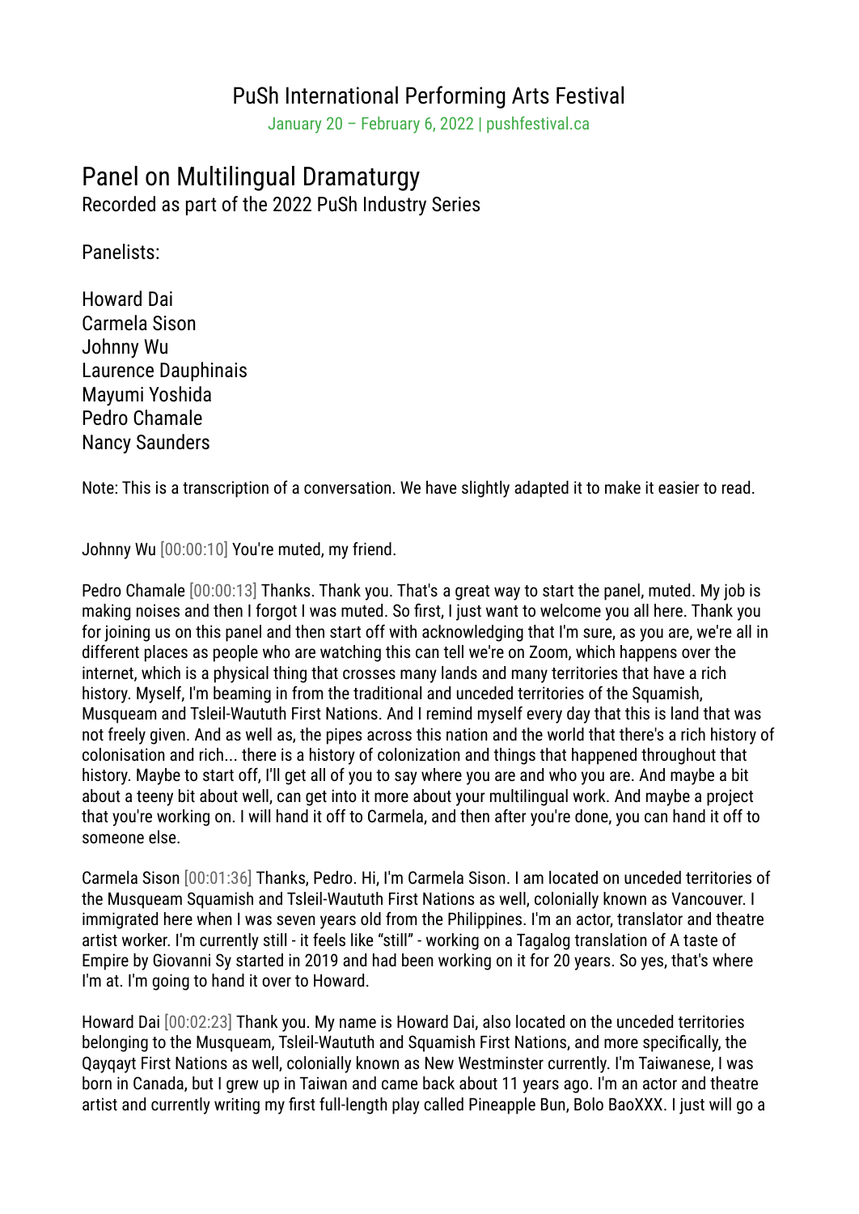# PuSh International Performing Arts Festival

January 20 – February 6, 2022 | pushfestival.ca

## Panel on Multilingual Dramaturgy

Recorded as part of the 2022 PuSh Industry Series

Panelists:

Howard Dai
Carmela Sison
Johnny Wu
Laurence Dauphinais
Mayumi Yoshida
Pedro Chamale
Nancy Saunders

Note: This is a transcription of a conversation. We have slightly adapted it to make it easier to read.

Johnny Wu [00:00:10] You're muted, my friend.

Pedro Chamale [00:00:13] Thanks. Thank you. That's a great way to start the panel, muted. My job is making noises and then I forgot I was muted. So first, I just want to welcome you all here. Thank you for joining us on this panel and then start off with acknowledging that I'm sure, as you are, we're all in different places as people who are watching this can tell we're on Zoom, which happens over the internet, which is a physical thing that crosses many lands and many territories that have a rich history. Myself, I'm beaming in from the traditional and unceded territories of the Squamish, Musqueam and Tsleil-Waututh First Nations. And I remind myself every day that this is land that was not freely given. And as well as, the pipes across this nation and the world that there's a rich history of colonisation and rich... there is a history of colonization and things that happened throughout that history. Maybe to start off, I'll get all of you to say where you are and who you are. And maybe a bit about a teeny bit about well, can get into it more about your multilingual work. And maybe a project that you're working on. I will hand it off to Carmela, and then after you're done, you can hand it off to someone else.

Carmela Sison [00:01:36] Thanks, Pedro. Hi, I'm Carmela Sison. I am located on unceded territories of the Musqueam Squamish and Tsleil-Waututh First Nations as well, colonially known as Vancouver. I immigrated here when I was seven years old from the Philippines. I'm an actor, translator and theatre artist worker. I'm currently still - it feels like "still" - working on a Tagalog translation of A taste of Empire by Giovanni Sy started in 2019 and had been working on it for 20 years. So yes, that's where I'm at. I'm going to hand it over to Howard.

Howard Dai [00:02:23] Thank you. My name is Howard Dai, also located on the unceded territories belonging to the Musqueam, Tsleil-Waututh and Squamish First Nations, and more specifically, the Qayqayt First Nations as well, colonially known as New Westminster currently. I'm Taiwanese, I was born in Canada, but I grew up in Taiwan and came back about 11 years ago. I'm an actor and theatre artist and currently writing my first full-length play called Pineapple Bun, Bolo BaoXXX. I just will go a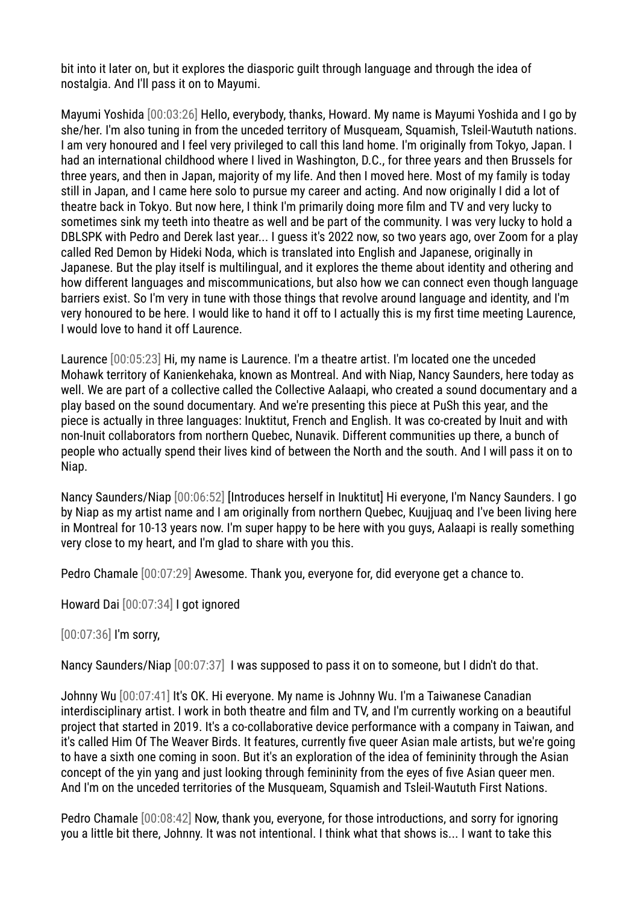bit into it later on, but it explores the diasporic guilt through language and through the idea of nostalgia. And I'll pass it on to Mayumi.

Mayumi Yoshida [00:03:26] Hello, everybody, thanks, Howard. My name is Mayumi Yoshida and I go by she/her. I'm also tuning in from the unceded territory of Musqueam, Squamish, Tsleil-Waututh nations. I am very honoured and I feel very privileged to call this land home. I'm originally from Tokyo, Japan. I had an international childhood where I lived in Washington, D.C., for three years and then Brussels for three years, and then in Japan, majority of my life. And then I moved here. Most of my family is today still in Japan, and I came here solo to pursue my career and acting. And now originally I did a lot of theatre back in Tokyo. But now here, I think I'm primarily doing more film and TV and very lucky to sometimes sink my teeth into theatre as well and be part of the community. I was very lucky to hold a DBLSPK with Pedro and Derek last year... I guess it's 2022 now, so two years ago, over Zoom for a play called Red Demon by Hideki Noda, which is translated into English and Japanese, originally in Japanese. But the play itself is multilingual, and it explores the theme about identity and othering and how different languages and miscommunications, but also how we can connect even though language barriers exist. So I'm very in tune with those things that revolve around language and identity, and I'm very honoured to be here. I would like to hand it off to I actually this is my first time meeting Laurence, I would love to hand it off Laurence.

Laurence [00:05:23] Hi, my name is Laurence. I'm a theatre artist. I'm located one the unceded Mohawk territory of Kanienkehaka, known as Montreal. And with Niap, Nancy Saunders, here today as well. We are part of a collective called the Collective Aalaapi, who created a sound documentary and a play based on the sound documentary. And we're presenting this piece at PuSh this year, and the piece is actually in three languages: Inuktitut, French and English. It was co-created by Inuit and with non-Inuit collaborators from northern Quebec, Nunavik. Different communities up there, a bunch of people who actually spend their lives kind of between the North and the south. And I will pass it on to Niap.

Nancy Saunders/Niap [00:06:52] [Introduces herself in Inuktitut] Hi everyone, I'm Nancy Saunders. I go by Niap as my artist name and I am originally from northern Quebec, Kuujjuaq and I've been living here in Montreal for 10-13 years now. I'm super happy to be here with you guys, Aalaapi is really something very close to my heart, and I'm glad to share with you this.

Pedro Chamale [00:07:29] Awesome. Thank you, everyone for, did everyone get a chance to.

Howard Dai [00:07:34] I got ignored

[00:07:36] I'm sorry,

Nancy Saunders/Niap [00:07:37] I was supposed to pass it on to someone, but I didn't do that.

Johnny Wu [00:07:41] It's OK. Hi everyone. My name is Johnny Wu. I'm a Taiwanese Canadian interdisciplinary artist. I work in both theatre and film and TV, and I'm currently working on a beautiful project that started in 2019. It's a co-collaborative device performance with a company in Taiwan, and it's called Him Of The Weaver Birds. It features, currently five queer Asian male artists, but we're going to have a sixth one coming in soon. But it's an exploration of the idea of femininity through the Asian concept of the yin yang and just looking through femininity from the eyes of five Asian queer men. And I'm on the unceded territories of the Musqueam, Squamish and Tsleil-Waututh First Nations.

Pedro Chamale [00:08:42] Now, thank you, everyone, for those introductions, and sorry for ignoring you a little bit there, Johnny. It was not intentional. I think what that shows is... I want to take this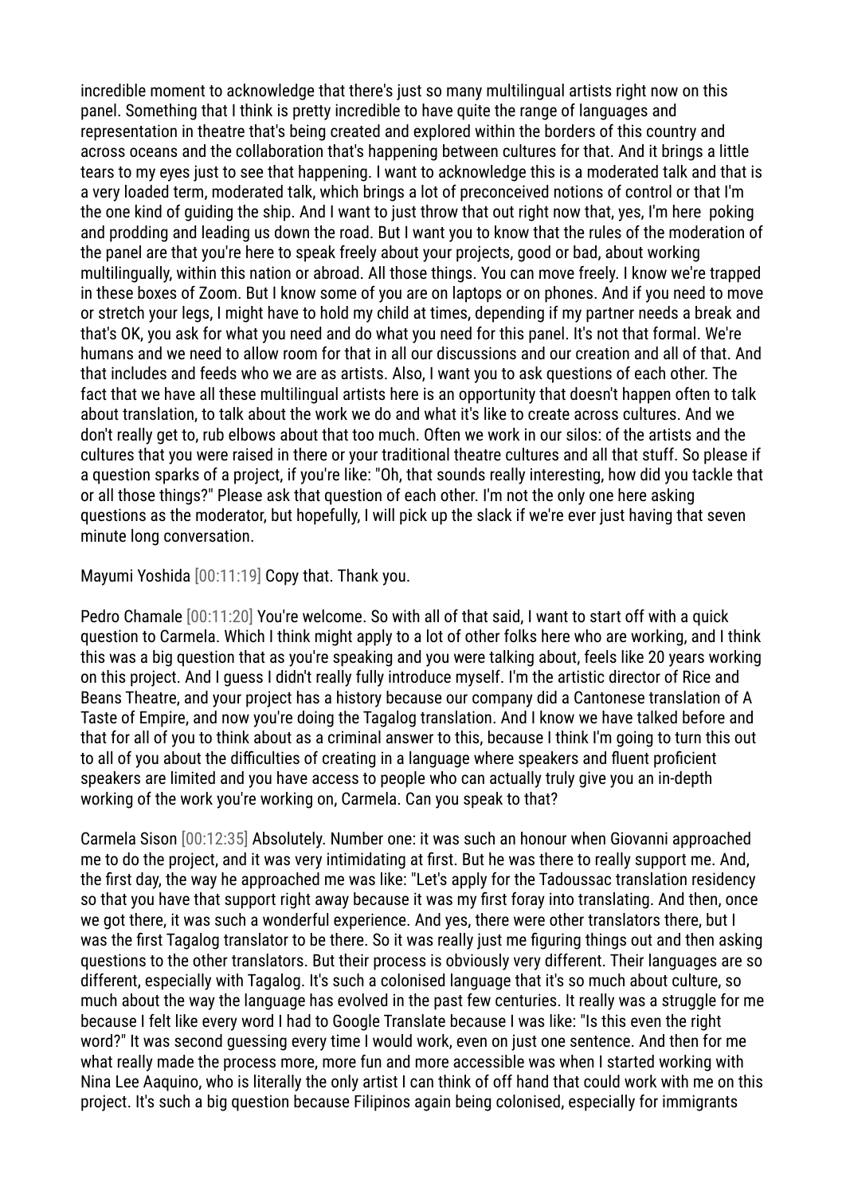incredible moment to acknowledge that there's just so many multilingual artists right now on this panel. Something that I think is pretty incredible to have quite the range of languages and representation in theatre that's being created and explored within the borders of this country and across oceans and the collaboration that's happening between cultures for that. And it brings a little tears to my eyes just to see that happening. I want to acknowledge this is a moderated talk and that is a very loaded term, moderated talk, which brings a lot of preconceived notions of control or that I'm the one kind of guiding the ship. And I want to just throw that out right now that, yes, I'm here poking and prodding and leading us down the road. But I want you to know that the rules of the moderation of the panel are that you're here to speak freely about your projects, good or bad, about working multilingually, within this nation or abroad. All those things. You can move freely. I know we're trapped in these boxes of Zoom. But I know some of you are on laptops or on phones. And if you need to move or stretch your legs, I might have to hold my child at times, depending if my partner needs a break and that's OK, you ask for what you need and do what you need for this panel. It's not that formal. We're humans and we need to allow room for that in all our discussions and our creation and all of that. And that includes and feeds who we are as artists. Also, I want you to ask questions of each other. The fact that we have all these multilingual artists here is an opportunity that doesn't happen often to talk about translation, to talk about the work we do and what it's like to create across cultures. And we don't really get to, rub elbows about that too much. Often we work in our silos: of the artists and the cultures that you were raised in there or your traditional theatre cultures and all that stuff. So please if a question sparks of a project, if you're like: "Oh, that sounds really interesting, how did you tackle that or all those things?" Please ask that question of each other. I'm not the only one here asking questions as the moderator, but hopefully, I will pick up the slack if we're ever just having that seven minute long conversation.

Mayumi Yoshida [00:11:19] Copy that. Thank you.

Pedro Chamale [00:11:20] You're welcome. So with all of that said, I want to start off with a quick question to Carmela. Which I think might apply to a lot of other folks here who are working, and I think this was a big question that as you're speaking and you were talking about, feels like 20 years working on this project. And I guess I didn't really fully introduce myself. I'm the artistic director of Rice and Beans Theatre, and your project has a history because our company did a Cantonese translation of A Taste of Empire, and now you're doing the Tagalog translation. And I know we have talked before and that for all of you to think about as a criminal answer to this, because I think I'm going to turn this out to all of you about the difficulties of creating in a language where speakers and fluent proficient speakers are limited and you have access to people who can actually truly give you an in-depth working of the work you're working on, Carmela. Can you speak to that?

Carmela Sison [00:12:35] Absolutely. Number one: it was such an honour when Giovanni approached me to do the project, and it was very intimidating at first. But he was there to really support me. And, the first day, the way he approached me was like: "Let's apply for the Tadoussac translation residency so that you have that support right away because it was my first foray into translating. And then, once we got there, it was such a wonderful experience. And yes, there were other translators there, but I was the first Tagalog translator to be there. So it was really just me figuring things out and then asking questions to the other translators. But their process is obviously very different. Their languages are so different, especially with Tagalog. It's such a colonised language that it's so much about culture, so much about the way the language has evolved in the past few centuries. It really was a struggle for me because I felt like every word I had to Google Translate because I was like: "Is this even the right word?" It was second guessing every time I would work, even on just one sentence. And then for me what really made the process more, more fun and more accessible was when I started working with Nina Lee Aaquino, who is literally the only artist I can think of off hand that could work with me on this project. It's such a big question because Filipinos again being colonised, especially for immigrants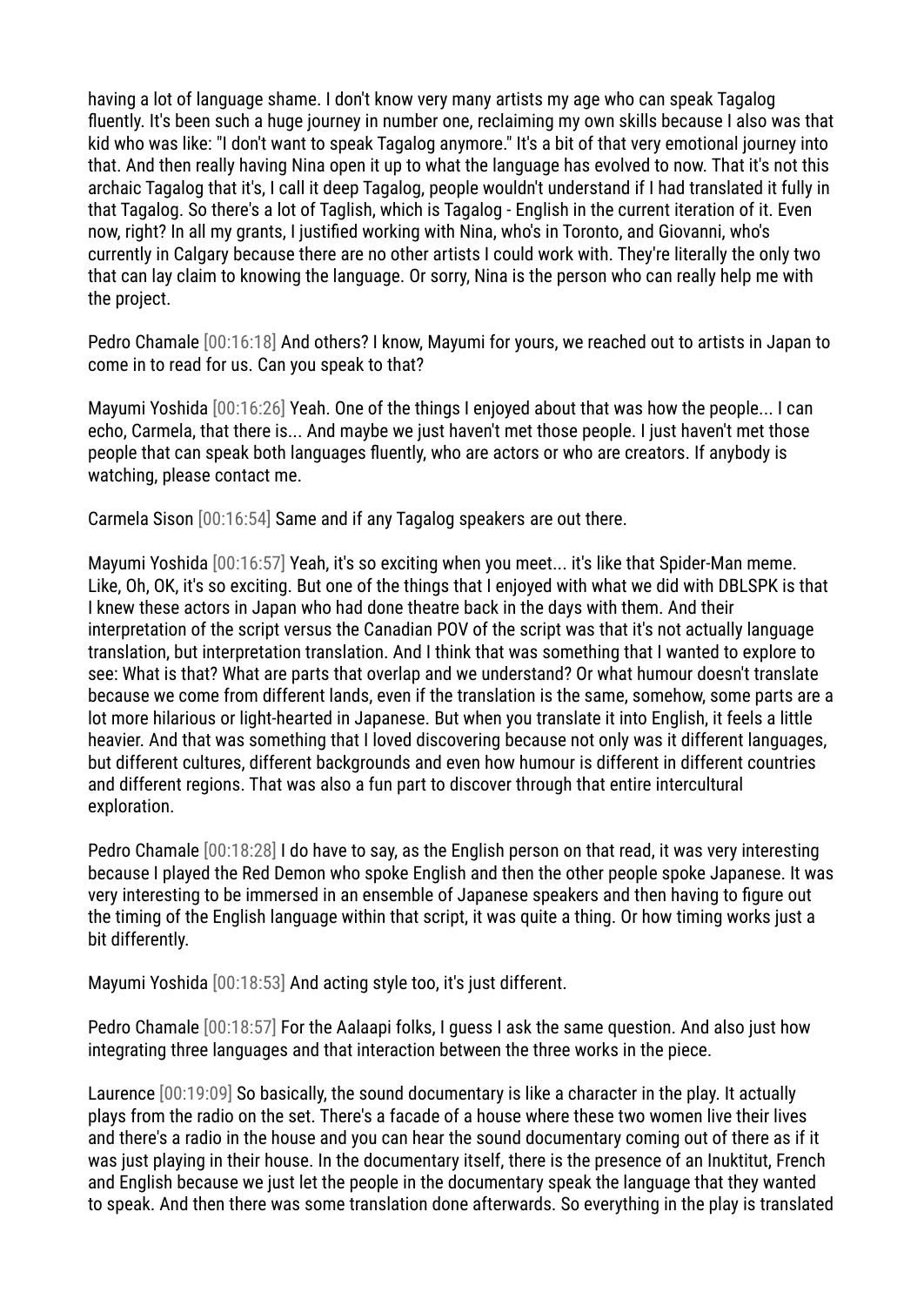having a lot of language shame. I don't know very many artists my age who can speak Tagalog fluently. It's been such a huge journey in number one, reclaiming my own skills because I also was that kid who was like: "I don't want to speak Tagalog anymore." It's a bit of that very emotional journey into that. And then really having Nina open it up to what the language has evolved to now. That it's not this archaic Tagalog that it's, I call it deep Tagalog, people wouldn't understand if I had translated it fully in that Tagalog. So there's a lot of Taglish, which is Tagalog - English in the current iteration of it. Even now, right? In all my grants, I justified working with Nina, who's in Toronto, and Giovanni, who's currently in Calgary because there are no other artists I could work with. They're literally the only two that can lay claim to knowing the language. Or sorry, Nina is the person who can really help me with the project.

Pedro Chamale [00:16:18] And others? I know, Mayumi for yours, we reached out to artists in Japan to come in to read for us. Can you speak to that?

Mayumi Yoshida [00:16:26] Yeah. One of the things I enjoyed about that was how the people... I can echo, Carmela, that there is... And maybe we just haven't met those people. I just haven't met those people that can speak both languages fluently, who are actors or who are creators. If anybody is watching, please contact me.

Carmela Sison [00:16:54] Same and if any Tagalog speakers are out there.

Mayumi Yoshida [00:16:57] Yeah, it's so exciting when you meet... it's like that Spider-Man meme. Like, Oh, OK, it's so exciting. But one of the things that I enjoyed with what we did with DBLSPK is that I knew these actors in Japan who had done theatre back in the days with them. And their interpretation of the script versus the Canadian POV of the script was that it's not actually language translation, but interpretation translation. And I think that was something that I wanted to explore to see: What is that? What are parts that overlap and we understand? Or what humour doesn't translate because we come from different lands, even if the translation is the same, somehow, some parts are a lot more hilarious or light-hearted in Japanese. But when you translate it into English, it feels a little heavier. And that was something that I loved discovering because not only was it different languages, but different cultures, different backgrounds and even how humour is different in different countries and different regions. That was also a fun part to discover through that entire intercultural exploration.

Pedro Chamale [00:18:28] I do have to say, as the English person on that read, it was very interesting because I played the Red Demon who spoke English and then the other people spoke Japanese. It was very interesting to be immersed in an ensemble of Japanese speakers and then having to figure out the timing of the English language within that script, it was quite a thing. Or how timing works just a bit differently.

Mayumi Yoshida [00:18:53] And acting style too, it's just different.

Pedro Chamale [00:18:57] For the Aalaapi folks, I guess I ask the same question. And also just how integrating three languages and that interaction between the three works in the piece.

Laurence [00:19:09] So basically, the sound documentary is like a character in the play. It actually plays from the radio on the set. There's a facade of a house where these two women live their lives and there's a radio in the house and you can hear the sound documentary coming out of there as if it was just playing in their house. In the documentary itself, there is the presence of an Inuktitut, French and English because we just let the people in the documentary speak the language that they wanted to speak. And then there was some translation done afterwards. So everything in the play is translated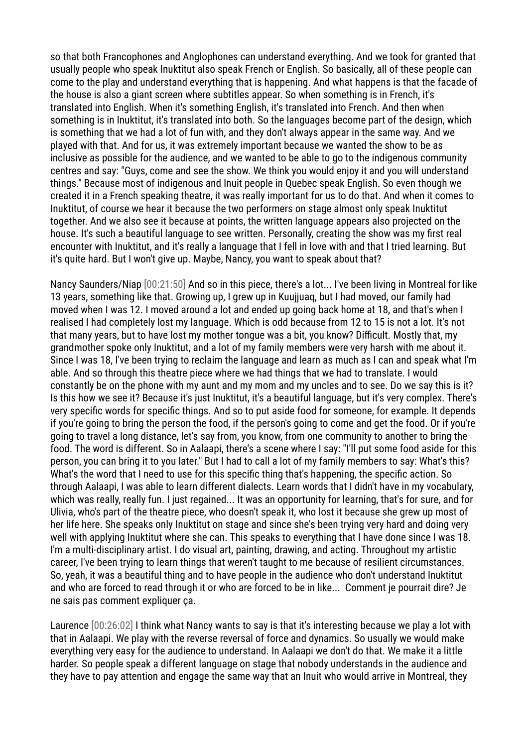so that both Francophones and Anglophones can understand everything. And we took for granted that usually people who speak Inuktitut also speak French or English. So basically, all of these people can come to the play and understand everything that is happening. And what happens is that the facade of the house is also a giant screen where subtitles appear. So when something is in French, it's translated into English. When it's something English, it's translated into French. And then when something is in Inuktitut, it's translated into both. So the languages become part of the design, which is something that we had a lot of fun with, and they don't always appear in the same way. And we played with that. And for us, it was extremely important because we wanted the show to be as inclusive as possible for the audience, and we wanted to be able to go to the indigenous community centres and say: "Guys, come and see the show. We think you would enjoy it and you will understand things." Because most of indigenous and Inuit people in Quebec speak English. So even though we created it in a French speaking theatre, it was really important for us to do that. And when it comes to Inuktitut, of course we hear it because the two performers on stage almost only speak Inuktitut together. And we also see it because at points, the written language appears also projected on the house. It's such a beautiful language to see written. Personally, creating the show was my first real encounter with Inuktitut, and it's really a language that I fell in love with and that I tried learning. But it's quite hard. But I won't give up. Maybe, Nancy, you want to speak about that?

Nancy Saunders/Niap [00:21:50] And so in this piece, there's a lot... I've been living in Montreal for like 13 years, something like that. Growing up, I grew up in Kuujjuaq, but I had moved, our family had moved when I was 12. I moved around a lot and ended up going back home at 18, and that's when I realised I had completely lost my language. Which is odd because from 12 to 15 is not a lot. It's not that many years, but to have lost my mother tongue was a bit, you know? Difficult. Mostly that, my grandmother spoke only Inuktitut, and a lot of my family members were very harsh with me about it. Since I was 18, I've been trying to reclaim the language and learn as much as I can and speak what I'm able. And so through this theatre piece where we had things that we had to translate. I would constantly be on the phone with my aunt and my mom and my uncles and to see. Do we say this is it? Is this how we see it? Because it's just Inuktitut, it's a beautiful language, but it's very complex. There's very specific words for specific things. And so to put aside food for someone, for example. It depends if you're going to bring the person the food, if the person's going to come and get the food. Or if you're going to travel a long distance, let's say from, you know, from one community to another to bring the food. The word is different. So in Aalaapi, there's a scene where I say: "I'll put some food aside for this person, you can bring it to you later." But I had to call a lot of my family members to say: What's this? What's the word that I need to use for this specific thing that's happening, the specific action. So through Aalaapi, I was able to learn different dialects. Learn words that I didn't have in my vocabulary, which was really, really fun. I just regained... It was an opportunity for learning, that's for sure, and for Ulivia, who's part of the theatre piece, who doesn't speak it, who lost it because she grew up most of her life here. She speaks only Inuktitut on stage and since she's been trying very hard and doing very well with applying Inuktitut where she can. This speaks to everything that I have done since I was 18. I'm a multi-disciplinary artist. I do visual art, painting, drawing, and acting. Throughout my artistic career, I've been trying to learn things that weren't taught to me because of resilient circumstances. So, yeah, it was a beautiful thing and to have people in the audience who don't understand Inuktitut and who are forced to read through it or who are forced to be in like... Comment je pourrait dire? Je ne sais pas comment expliquer ça.

Laurence [00:26:02] I think what Nancy wants to say is that it's interesting because we play a lot with that in Aalaapi. We play with the reverse reversal of force and dynamics. So usually we would make everything very easy for the audience to understand. In Aalaapi we don't do that. We make it a little harder. So people speak a different language on stage that nobody understands in the audience and they have to pay attention and engage the same way that an Inuit who would arrive in Montreal, they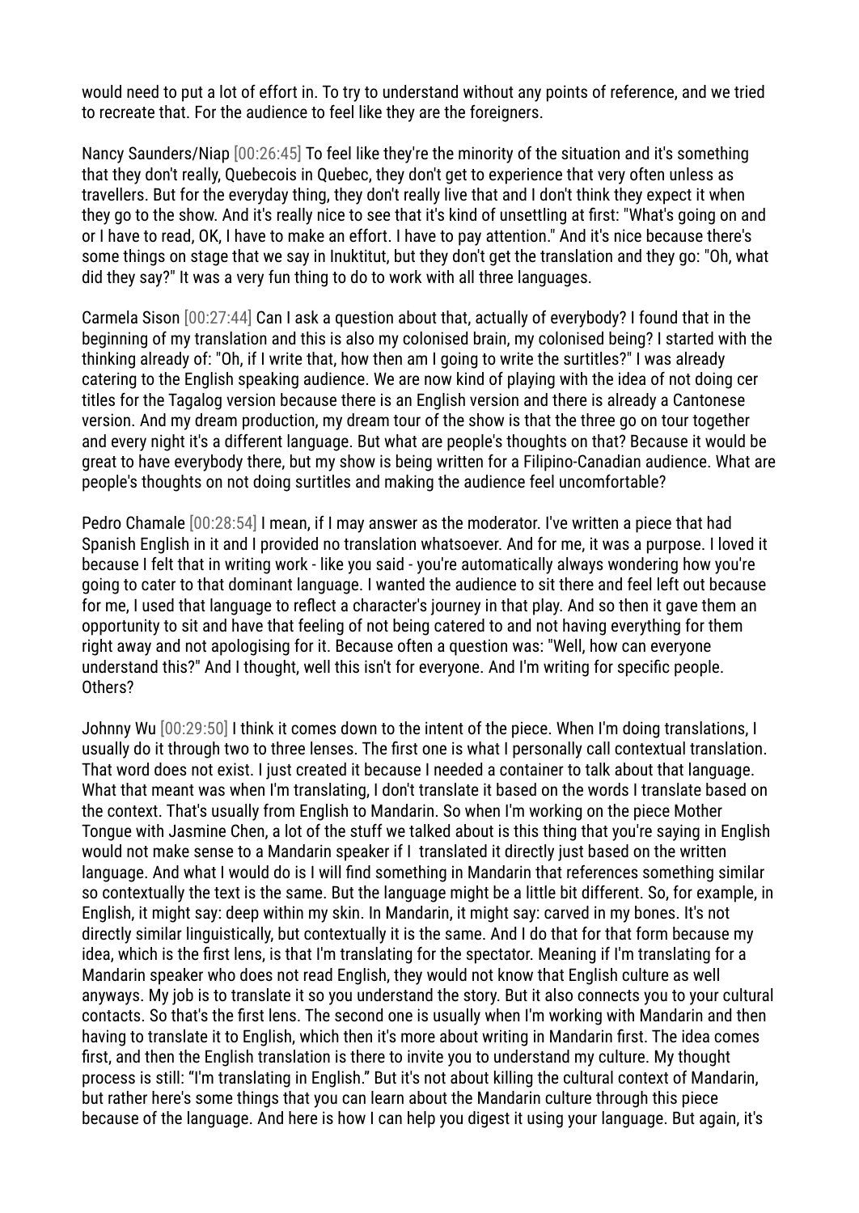would need to put a lot of effort in. To try to understand without any points of reference, and we tried to recreate that. For the audience to feel like they are the foreigners.

Nancy Saunders/Niap [00:26:45] To feel like they're the minority of the situation and it's something that they don't really, Quebecois in Quebec, they don't get to experience that very often unless as travellers. But for the everyday thing, they don't really live that and I don't think they expect it when they go to the show. And it's really nice to see that it's kind of unsettling at first: "What's going on and or I have to read, OK, I have to make an effort. I have to pay attention." And it's nice because there's some things on stage that we say in Inuktitut, but they don't get the translation and they go: "Oh, what did they say?" It was a very fun thing to do to work with all three languages.

Carmela Sison [00:27:44] Can I ask a question about that, actually of everybody? I found that in the beginning of my translation and this is also my colonised brain, my colonised being? I started with the thinking already of: "Oh, if I write that, how then am I going to write the surtitles?" I was already catering to the English speaking audience. We are now kind of playing with the idea of not doing cer titles for the Tagalog version because there is an English version and there is already a Cantonese version. And my dream production, my dream tour of the show is that the three go on tour together and every night it's a different language. But what are people's thoughts on that? Because it would be great to have everybody there, but my show is being written for a Filipino-Canadian audience. What are people's thoughts on not doing surtitles and making the audience feel uncomfortable?

Pedro Chamale [00:28:54] I mean, if I may answer as the moderator. I've written a piece that had Spanish English in it and I provided no translation whatsoever. And for me, it was a purpose. I loved it because I felt that in writing work - like you said - you're automatically always wondering how you're going to cater to that dominant language. I wanted the audience to sit there and feel left out because for me, I used that language to reflect a character's journey in that play. And so then it gave them an opportunity to sit and have that feeling of not being catered to and not having everything for them right away and not apologising for it. Because often a question was: "Well, how can everyone understand this?" And I thought, well this isn't for everyone. And I'm writing for specific people. Others?

Johnny Wu [00:29:50] I think it comes down to the intent of the piece. When I'm doing translations, I usually do it through two to three lenses. The first one is what I personally call contextual translation. That word does not exist. I just created it because I needed a container to talk about that language. What that meant was when I'm translating, I don't translate it based on the words I translate based on the context. That's usually from English to Mandarin. So when I'm working on the piece Mother Tongue with Jasmine Chen, a lot of the stuff we talked about is this thing that you're saying in English would not make sense to a Mandarin speaker if I translated it directly just based on the written language. And what I would do is I will find something in Mandarin that references something similar so contextually the text is the same. But the language might be a little bit different. So, for example, in English, it might say: deep within my skin. In Mandarin, it might say: carved in my bones. It's not directly similar linguistically, but contextually it is the same. And I do that for that form because my idea, which is the first lens, is that I'm translating for the spectator. Meaning if I'm translating for a Mandarin speaker who does not read English, they would not know that English culture as well anyways. My job is to translate it so you understand the story. But it also connects you to your cultural contacts. So that's the first lens. The second one is usually when I'm working with Mandarin and then having to translate it to English, which then it's more about writing in Mandarin first. The idea comes first, and then the English translation is there to invite you to understand my culture. My thought process is still: "I'm translating in English." But it's not about killing the cultural context of Mandarin, but rather here's some things that you can learn about the Mandarin culture through this piece because of the language. And here is how I can help you digest it using your language. But again, it's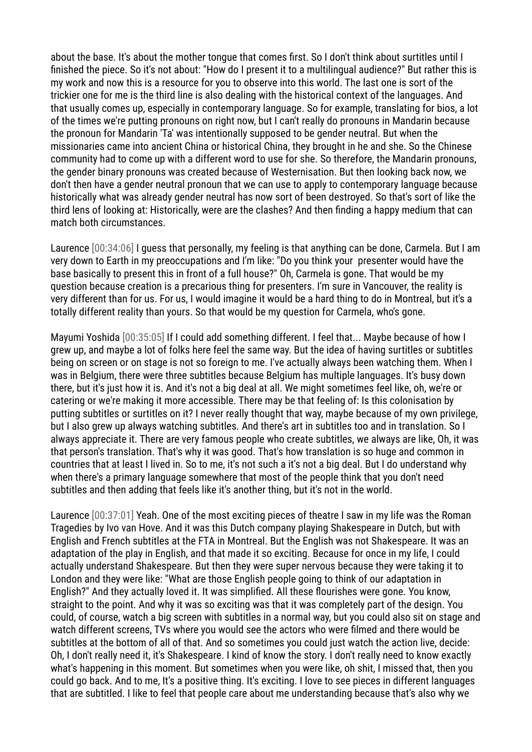about the base. It's about the mother tongue that comes first. So I don't think about surtitles until I finished the piece. So it's not about: "How do I present it to a multilingual audience?" But rather this is my work and now this is a resource for you to observe into this world. The last one is sort of the trickier one for me is the third line is also dealing with the historical context of the languages. And that usually comes up, especially in contemporary language. So for example, translating for bios, a lot of the times we're putting pronouns on right now, but I can't really do pronouns in Mandarin because the pronoun for Mandarin 'Ta' was intentionally supposed to be gender neutral. But when the missionaries came into ancient China or historical China, they brought in he and she. So the Chinese community had to come up with a different word to use for she. So therefore, the Mandarin pronouns, the gender binary pronouns was created because of Westernisation. But then looking back now, we don't then have a gender neutral pronoun that we can use to apply to contemporary language because historically what was already gender neutral has now sort of been destroyed. So that's sort of like the third lens of looking at: Historically, were are the clashes? And then finding a happy medium that can match both circumstances.

Laurence [00:34:06] I guess that personally, my feeling is that anything can be done, Carmela. But I am very down to Earth in my preoccupations and I'm like: "Do you think your presenter would have the base basically to present this in front of a full house?" Oh, Carmela is gone. That would be my question because creation is a precarious thing for presenters. I'm sure in Vancouver, the reality is very different than for us. For us, I would imagine it would be a hard thing to do in Montreal, but it's a totally different reality than yours. So that would be my question for Carmela, who's gone.

Mayumi Yoshida [00:35:05] If I could add something different. I feel that... Maybe because of how I grew up, and maybe a lot of folks here feel the same way. But the idea of having surtitles or subtitles being on screen or on stage is not so foreign to me. I've actually always been watching them. When I was in Belgium, there were three subtitles because Belgium has multiple languages. It's busy down there, but it's just how it is. And it's not a big deal at all. We might sometimes feel like, oh, we're or catering or we're making it more accessible. There may be that feeling of: Is this colonisation by putting subtitles or surtitles on it? I never really thought that way, maybe because of my own privilege, but I also grew up always watching subtitles. And there's art in subtitles too and in translation. So I always appreciate it. There are very famous people who create subtitles, we always are like, Oh, it was that person's translation. That's why it was good. That's how translation is so huge and common in countries that at least I lived in. So to me, it's not such a it's not a big deal. But I do understand why when there's a primary language somewhere that most of the people think that you don't need subtitles and then adding that feels like it's another thing, but it's not in the world.

Laurence [00:37:01] Yeah. One of the most exciting pieces of theatre I saw in my life was the Roman Tragedies by Ivo van Hove. And it was this Dutch company playing Shakespeare in Dutch, but with English and French subtitles at the FTA in Montreal. But the English was not Shakespeare. It was an adaptation of the play in English, and that made it so exciting. Because for once in my life, I could actually understand Shakespeare. But then they were super nervous because they were taking it to London and they were like: "What are those English people going to think of our adaptation in English?" And they actually loved it. It was simplified. All these flourishes were gone. You know, straight to the point. And why it was so exciting was that it was completely part of the design. You could, of course, watch a big screen with subtitles in a normal way, but you could also sit on stage and watch different screens, TVs where you would see the actors who were filmed and there would be subtitles at the bottom of all of that. And so sometimes you could just watch the action live, decide: Oh, I don't really need it, it's Shakespeare. I kind of know the story. I don't really need to know exactly what's happening in this moment. But sometimes when you were like, oh shit, I missed that, then you could go back. And to me, It's a positive thing. It's exciting. I love to see pieces in different languages that are subtitled. I like to feel that people care about me understanding because that's also why we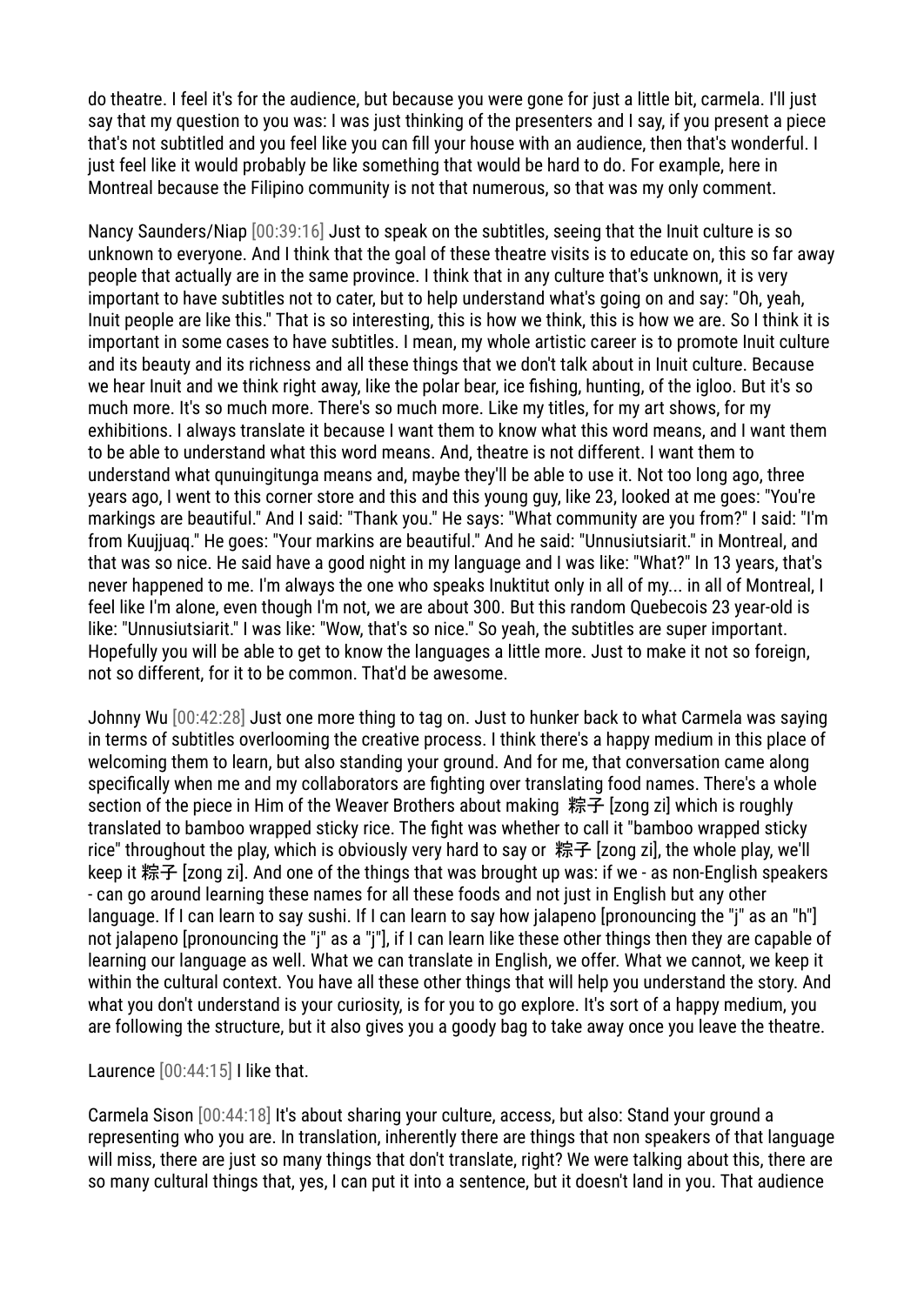do theatre. I feel it's for the audience, but because you were gone for just a little bit, carmela. I'll just say that my question to you was: I was just thinking of the presenters and I say, if you present a piece that's not subtitled and you feel like you can fill your house with an audience, then that's wonderful. I just feel like it would probably be like something that would be hard to do. For example, here in Montreal because the Filipino community is not that numerous, so that was my only comment.

Nancy Saunders/Niap [00:39:16] Just to speak on the subtitles, seeing that the Inuit culture is so unknown to everyone. And I think that the goal of these theatre visits is to educate on, this so far away people that actually are in the same province. I think that in any culture that's unknown, it is very important to have subtitles not to cater, but to help understand what's going on and say: "Oh, yeah, Inuit people are like this." That is so interesting, this is how we think, this is how we are. So I think it is important in some cases to have subtitles. I mean, my whole artistic career is to promote Inuit culture and its beauty and its richness and all these things that we don't talk about in Inuit culture. Because we hear Inuit and we think right away, like the polar bear, ice fishing, hunting, of the igloo. But it's so much more. It's so much more. There's so much more. Like my titles, for my art shows, for my exhibitions. I always translate it because I want them to know what this word means, and I want them to be able to understand what this word means. And, theatre is not different. I want them to understand what qunuingitunga means and, maybe they'll be able to use it. Not too long ago, three years ago, I went to this corner store and this and this young guy, like 23, looked at me goes: "You're markings are beautiful." And I said: "Thank you." He says: "What community are you from?" I said: "I'm from Kuujjuaq." He goes: "Your markins are beautiful." And he said: "Unnusiutsiarit." in Montreal, and that was so nice. He said have a good night in my language and I was like: "What?" In 13 years, that's never happened to me. I'm always the one who speaks Inuktitut only in all of my... in all of Montreal, I feel like I'm alone, even though I'm not, we are about 300. But this random Quebecois 23 year-old is like: "Unnusiutsiarit." I was like: "Wow, that's so nice." So yeah, the subtitles are super important. Hopefully you will be able to get to know the languages a little more. Just to make it not so foreign, not so different, for it to be common. That'd be awesome.

Johnny Wu [00:42:28] Just one more thing to tag on. Just to hunker back to what Carmela was saying in terms of subtitles overlooming the creative process. I think there's a happy medium in this place of welcoming them to learn, but also standing your ground. And for me, that conversation came along specifically when me and my collaborators are fighting over translating food names. There's a whole section of the piece in Him of the Weaver Brothers about making 粽子 [zong zi] which is roughly translated to bamboo wrapped sticky rice. The fight was whether to call it "bamboo wrapped sticky rice" throughout the play, which is obviously very hard to say or 粽子 [zong zi], the whole play, we'll keep it 粽子 [zong zi]. And one of the things that was brought up was: if we - as non-English speakers - can go around learning these names for all these foods and not just in English but any other language. If I can learn to say sushi. If I can learn to say how jalapeno [pronouncing the "j" as an "h"] not jalapeno [pronouncing the "j" as a "j"], if I can learn like these other things then they are capable of learning our language as well. What we can translate in English, we offer. What we cannot, we keep it within the cultural context. You have all these other things that will help you understand the story. And what you don't understand is your curiosity, is for you to go explore. It's sort of a happy medium, you are following the structure, but it also gives you a goody bag to take away once you leave the theatre.

Laurence [00:44:15] I like that.

Carmela Sison [00:44:18] It's about sharing your culture, access, but also: Stand your ground a representing who you are. In translation, inherently there are things that non speakers of that language will miss, there are just so many things that don't translate, right? We were talking about this, there are so many cultural things that, yes, I can put it into a sentence, but it doesn't land in you. That audience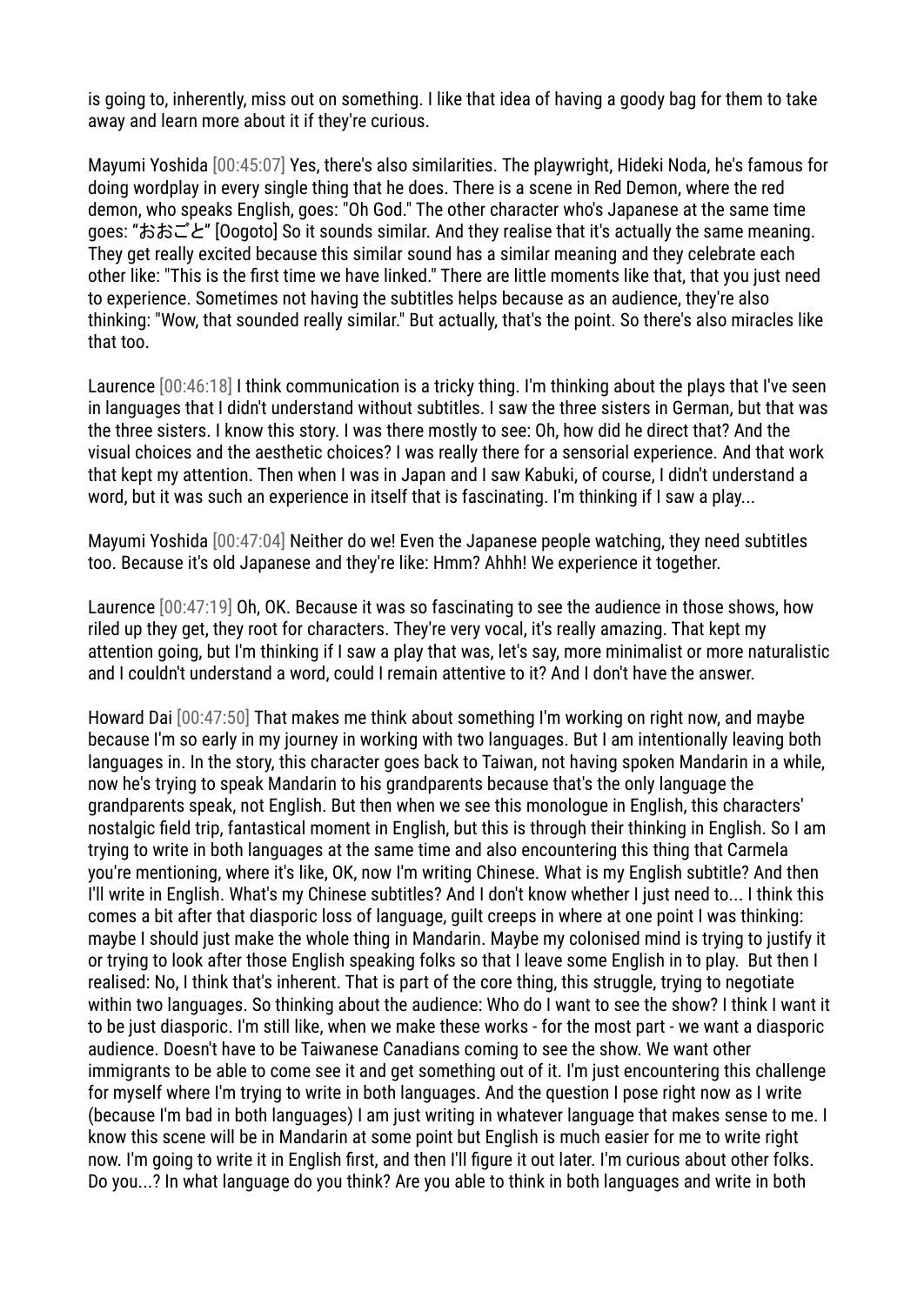is going to, inherently, miss out on something. I like that idea of having a goody bag for them to take away and learn more about it if they're curious.

Mayumi Yoshida [00:45:07] Yes, there's also similarities. The playwright, Hideki Noda, he's famous for doing wordplay in every single thing that he does. There is a scene in Red Demon, where the red demon, who speaks English, goes: "Oh God." The other character who's Japanese at the same time goes: "おおごと" [Oogoto] So it sounds similar. And they realise that it's actually the same meaning. They get really excited because this similar sound has a similar meaning and they celebrate each other like: "This is the first time we have linked." There are little moments like that, that you just need to experience. Sometimes not having the subtitles helps because as an audience, they're also thinking: "Wow, that sounded really similar." But actually, that's the point. So there's also miracles like that too.

Laurence [00:46:18] I think communication is a tricky thing. I'm thinking about the plays that I've seen in languages that I didn't understand without subtitles. I saw the three sisters in German, but that was the three sisters. I know this story. I was there mostly to see: Oh, how did he direct that? And the visual choices and the aesthetic choices? I was really there for a sensorial experience. And that work that kept my attention. Then when I was in Japan and I saw Kabuki, of course, I didn't understand a word, but it was such an experience in itself that is fascinating. I'm thinking if I saw a play...

Mayumi Yoshida [00:47:04] Neither do we! Even the Japanese people watching, they need subtitles too. Because it's old Japanese and they're like: Hmm? Ahhh! We experience it together.

Laurence [00:47:19] Oh, OK. Because it was so fascinating to see the audience in those shows, how riled up they get, they root for characters. They're very vocal, it's really amazing. That kept my attention going, but I'm thinking if I saw a play that was, let's say, more minimalist or more naturalistic and I couldn't understand a word, could I remain attentive to it? And I don't have the answer.

Howard Dai [00:47:50] That makes me think about something I'm working on right now, and maybe because I'm so early in my journey in working with two languages. But I am intentionally leaving both languages in. In the story, this character goes back to Taiwan, not having spoken Mandarin in a while, now he's trying to speak Mandarin to his grandparents because that's the only language the grandparents speak, not English. But then when we see this monologue in English, this characters' nostalgic field trip, fantastical moment in English, but this is through their thinking in English. So I am trying to write in both languages at the same time and also encountering this thing that Carmela you're mentioning, where it's like, OK, now I'm writing Chinese. What is my English subtitle? And then I'll write in English. What's my Chinese subtitles? And I don't know whether I just need to... I think this comes a bit after that diasporic loss of language, guilt creeps in where at one point I was thinking: maybe I should just make the whole thing in Mandarin. Maybe my colonised mind is trying to justify it or trying to look after those English speaking folks so that I leave some English in to play. But then I realised: No, I think that's inherent. That is part of the core thing, this struggle, trying to negotiate within two languages. So thinking about the audience: Who do I want to see the show? I think I want it to be just diasporic. I'm still like, when we make these works - for the most part - we want a diasporic audience. Doesn't have to be Taiwanese Canadians coming to see the show. We want other immigrants to be able to come see it and get something out of it. I'm just encountering this challenge for myself where I'm trying to write in both languages. And the question I pose right now as I write (because I'm bad in both languages) I am just writing in whatever language that makes sense to me. I know this scene will be in Mandarin at some point but English is much easier for me to write right now. I'm going to write it in English first, and then I'll figure it out later. I'm curious about other folks. Do you...? In what language do you think? Are you able to think in both languages and write in both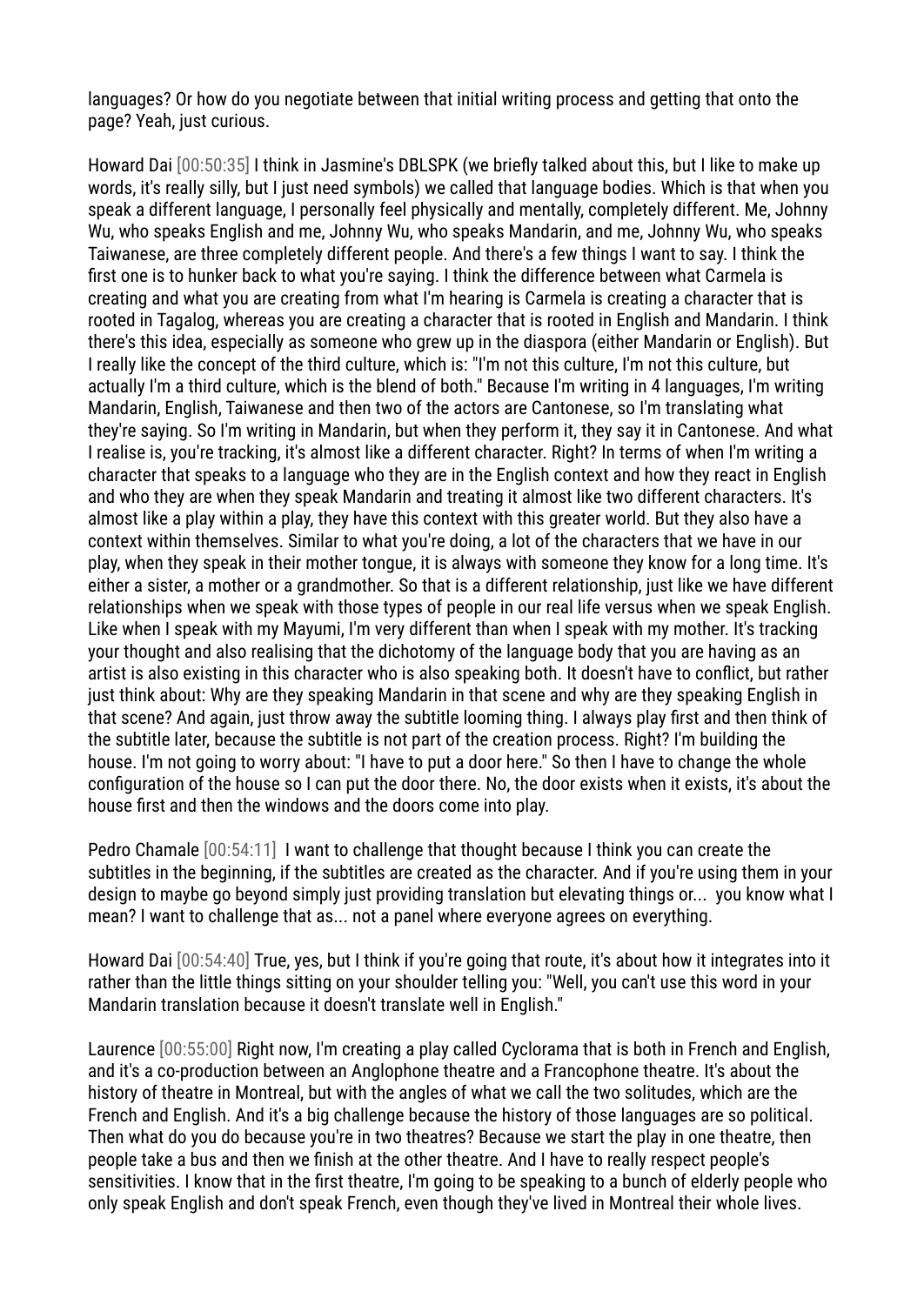languages? Or how do you negotiate between that initial writing process and getting that onto the page? Yeah, just curious.

Howard Dai [00:50:35] I think in Jasmine's DBLSPK (we briefly talked about this, but I like to make up words, it's really silly, but I just need symbols) we called that language bodies. Which is that when you speak a different language, I personally feel physically and mentally, completely different. Me, Johnny Wu, who speaks English and me, Johnny Wu, who speaks Mandarin, and me, Johnny Wu, who speaks Taiwanese, are three completely different people. And there's a few things I want to say. I think the first one is to hunker back to what you're saying. I think the difference between what Carmela is creating and what you are creating from what I'm hearing is Carmela is creating a character that is rooted in Tagalog, whereas you are creating a character that is rooted in English and Mandarin. I think there's this idea, especially as someone who grew up in the diaspora (either Mandarin or English). But I really like the concept of the third culture, which is: "I'm not this culture, I'm not this culture, but actually I'm a third culture, which is the blend of both." Because I'm writing in 4 languages, I'm writing Mandarin, English, Taiwanese and then two of the actors are Cantonese, so I'm translating what they're saying. So I'm writing in Mandarin, but when they perform it, they say it in Cantonese. And what I realise is, you're tracking, it's almost like a different character. Right? In terms of when I'm writing a character that speaks to a language who they are in the English context and how they react in English and who they are when they speak Mandarin and treating it almost like two different characters. It's almost like a play within a play, they have this context with this greater world. But they also have a context within themselves. Similar to what you're doing, a lot of the characters that we have in our play, when they speak in their mother tongue, it is always with someone they know for a long time. It's either a sister, a mother or a grandmother. So that is a different relationship, just like we have different relationships when we speak with those types of people in our real life versus when we speak English. Like when I speak with my Mayumi, I'm very different than when I speak with my mother. It's tracking your thought and also realising that the dichotomy of the language body that you are having as an artist is also existing in this character who is also speaking both. It doesn't have to conflict, but rather just think about: Why are they speaking Mandarin in that scene and why are they speaking English in that scene? And again, just throw away the subtitle looming thing. I always play first and then think of the subtitle later, because the subtitle is not part of the creation process. Right? I'm building the house. I'm not going to worry about: "I have to put a door here." So then I have to change the whole configuration of the house so I can put the door there. No, the door exists when it exists, it's about the house first and then the windows and the doors come into play.

Pedro Chamale [00:54:11] I want to challenge that thought because I think you can create the subtitles in the beginning, if the subtitles are created as the character. And if you're using them in your design to maybe go beyond simply just providing translation but elevating things or... you know what I mean? I want to challenge that as... not a panel where everyone agrees on everything.

Howard Dai [00:54:40] True, yes, but I think if you're going that route, it's about how it integrates into it rather than the little things sitting on your shoulder telling you: "Well, you can't use this word in your Mandarin translation because it doesn't translate well in English."

Laurence [00:55:00] Right now, I'm creating a play called Cyclorama that is both in French and English, and it's a co-production between an Anglophone theatre and a Francophone theatre. It's about the history of theatre in Montreal, but with the angles of what we call the two solitudes, which are the French and English. And it's a big challenge because the history of those languages are so political. Then what do you do because you're in two theatres? Because we start the play in one theatre, then people take a bus and then we finish at the other theatre. And I have to really respect people's sensitivities. I know that in the first theatre, I'm going to be speaking to a bunch of elderly people who only speak English and don't speak French, even though they've lived in Montreal their whole lives.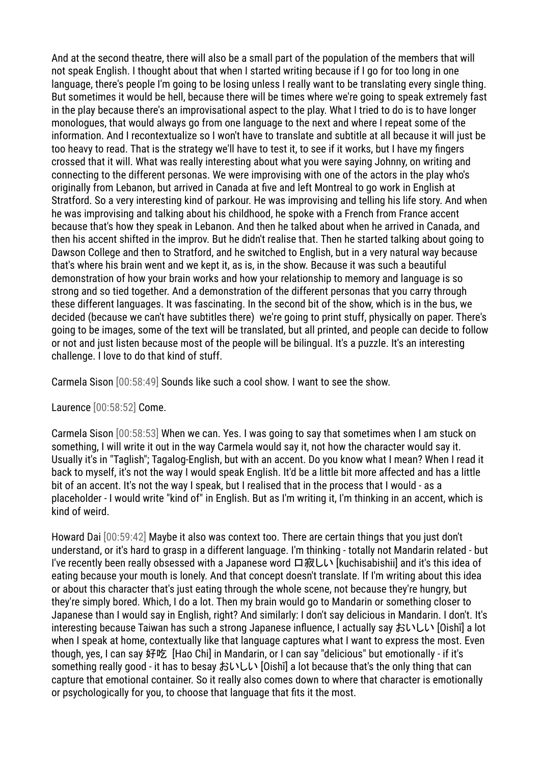And at the second theatre, there will also be a small part of the population of the members that will not speak English. I thought about that when I started writing because if I go for too long in one language, there's people I'm going to be losing unless I really want to be translating every single thing. But sometimes it would be hell, because there will be times where we're going to speak extremely fast in the play because there's an improvisational aspect to the play. What I tried to do is to have longer monologues, that would always go from one language to the next and where I repeat some of the information. And I recontextualize so I won't have to translate and subtitle at all because it will just be too heavy to read. That is the strategy we'll have to test it, to see if it works, but I have my fingers crossed that it will. What was really interesting about what you were saying Johnny, on writing and connecting to the different personas. We were improvising with one of the actors in the play who's originally from Lebanon, but arrived in Canada at five and left Montreal to go work in English at Stratford. So a very interesting kind of parkour. He was improvising and telling his life story. And when he was improvising and talking about his childhood, he spoke with a French from France accent because that's how they speak in Lebanon. And then he talked about when he arrived in Canada, and then his accent shifted in the improv. But he didn't realise that. Then he started talking about going to Dawson College and then to Stratford, and he switched to English, but in a very natural way because that's where his brain went and we kept it, as is, in the show. Because it was such a beautiful demonstration of how your brain works and how your relationship to memory and language is so strong and so tied together. And a demonstration of the different personas that you carry through these different languages. It was fascinating. In the second bit of the show, which is in the bus, we decided (because we can't have subtitles there) we're going to print stuff, physically on paper. There's going to be images, some of the text will be translated, but all printed, and people can decide to follow or not and just listen because most of the people will be bilingual. It's a puzzle. It's an interesting challenge. I love to do that kind of stuff.

Carmela Sison [00:58:49] Sounds like such a cool show. I want to see the show.

Laurence [00:58:52] Come.

Carmela Sison [00:58:53] When we can. Yes. I was going to say that sometimes when I am stuck on something, I will write it out in the way Carmela would say it, not how the character would say it. Usually it's in "Taglish"; Tagalog-English, but with an accent. Do you know what I mean? When I read it back to myself, it's not the way I would speak English. It'd be a little bit more affected and has a little bit of an accent. It's not the way I speak, but I realised that in the process that I would - as a placeholder - I would write "kind of" in English. But as I'm writing it, I'm thinking in an accent, which is kind of weird.

Howard Dai [00:59:42] Maybe it also was context too. There are certain things that you just don't understand, or it's hard to grasp in a different language. I'm thinking - totally not Mandarin related - but I've recently been really obsessed with a Japanese word 口寂しい [kuchisabishii] and it's this idea of eating because your mouth is lonely. And that concept doesn't translate. If I'm writing about this idea or about this character that's just eating through the whole scene, not because they're hungry, but they're simply bored. Which, I do a lot. Then my brain would go to Mandarin or something closer to Japanese than I would say in English, right? And similarly: I don't say delicious in Mandarin. I don't. It's interesting because Taiwan has such a strong Japanese influence, I actually say おいしい [Oishī] a lot when I speak at home, contextually like that language captures what I want to express the most. Even though, yes, I can say 好吃 [Hao Chi] in Mandarin, or I can say "delicious" but emotionally - if it's something really good - it has to besay おいしい [Oishī] a lot because that's the only thing that can capture that emotional container. So it really also comes down to where that character is emotionally or psychologically for you, to choose that language that fits it the most.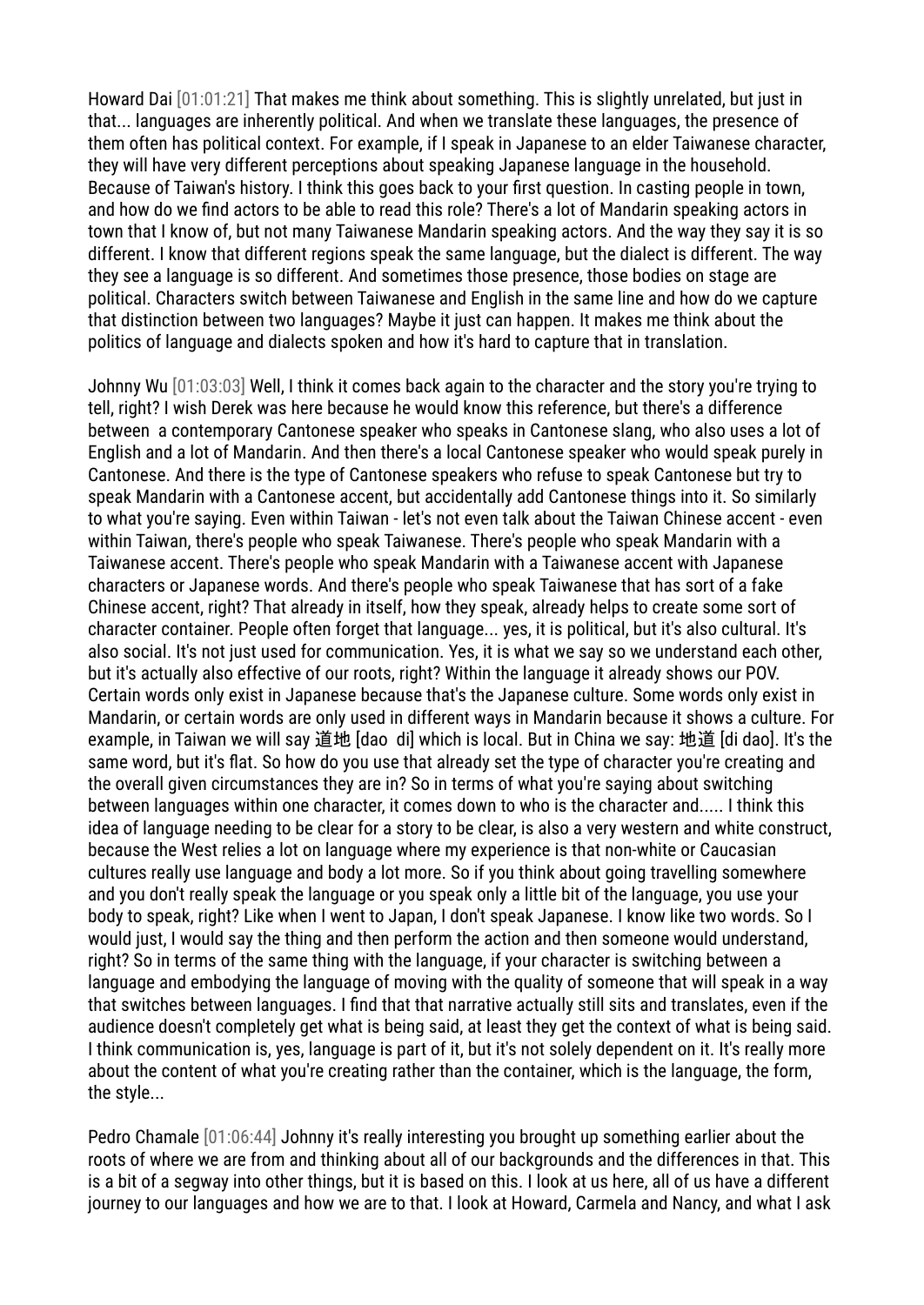Howard Dai [01:01:21] That makes me think about something. This is slightly unrelated, but just in that... languages are inherently political. And when we translate these languages, the presence of them often has political context. For example, if I speak in Japanese to an elder Taiwanese character, they will have very different perceptions about speaking Japanese language in the household. Because of Taiwan's history. I think this goes back to your first question. In casting people in town, and how do we find actors to be able to read this role? There's a lot of Mandarin speaking actors in town that I know of, but not many Taiwanese Mandarin speaking actors. And the way they say it is so different. I know that different regions speak the same language, but the dialect is different. The way they see a language is so different. And sometimes those presence, those bodies on stage are political. Characters switch between Taiwanese and English in the same line and how do we capture that distinction between two languages? Maybe it just can happen. It makes me think about the politics of language and dialects spoken and how it's hard to capture that in translation.

Johnny Wu [01:03:03] Well, I think it comes back again to the character and the story you're trying to tell, right? I wish Derek was here because he would know this reference, but there's a difference between a contemporary Cantonese speaker who speaks in Cantonese slang, who also uses a lot of English and a lot of Mandarin. And then there's a local Cantonese speaker who would speak purely in Cantonese. And there is the type of Cantonese speakers who refuse to speak Cantonese but try to speak Mandarin with a Cantonese accent, but accidentally add Cantonese things into it. So similarly to what you're saying. Even within Taiwan - let's not even talk about the Taiwan Chinese accent - even within Taiwan, there's people who speak Taiwanese. There's people who speak Mandarin with a Taiwanese accent. There's people who speak Mandarin with a Taiwanese accent with Japanese characters or Japanese words. And there's people who speak Taiwanese that has sort of a fake Chinese accent, right? That already in itself, how they speak, already helps to create some sort of character container. People often forget that language... yes, it is political, but it's also cultural. It's also social. It's not just used for communication. Yes, it is what we say so we understand each other, but it's actually also effective of our roots, right? Within the language it already shows our POV. Certain words only exist in Japanese because that's the Japanese culture. Some words only exist in Mandarin, or certain words are only used in different ways in Mandarin because it shows a culture. For example, in Taiwan we will say 道地 [dao di] which is local. But in China we say: 地道 [di dao]. It's the same word, but it's flat. So how do you use that already set the type of character you're creating and the overall given circumstances they are in? So in terms of what you're saying about switching between languages within one character, it comes down to who is the character and..... I think this idea of language needing to be clear for a story to be clear, is also a very western and white construct, because the West relies a lot on language where my experience is that non-white or Caucasian cultures really use language and body a lot more. So if you think about going travelling somewhere and you don't really speak the language or you speak only a little bit of the language, you use your body to speak, right? Like when I went to Japan, I don't speak Japanese. I know like two words. So I would just, I would say the thing and then perform the action and then someone would understand, right? So in terms of the same thing with the language, if your character is switching between a language and embodying the language of moving with the quality of someone that will speak in a way that switches between languages. I find that that narrative actually still sits and translates, even if the audience doesn't completely get what is being said, at least they get the context of what is being said. I think communication is, yes, language is part of it, but it's not solely dependent on it. It's really more about the content of what you're creating rather than the container, which is the language, the form, the style...

Pedro Chamale [01:06:44] Johnny it's really interesting you brought up something earlier about the roots of where we are from and thinking about all of our backgrounds and the differences in that. This is a bit of a segway into other things, but it is based on this. I look at us here, all of us have a different journey to our languages and how we are to that. I look at Howard, Carmela and Nancy, and what I ask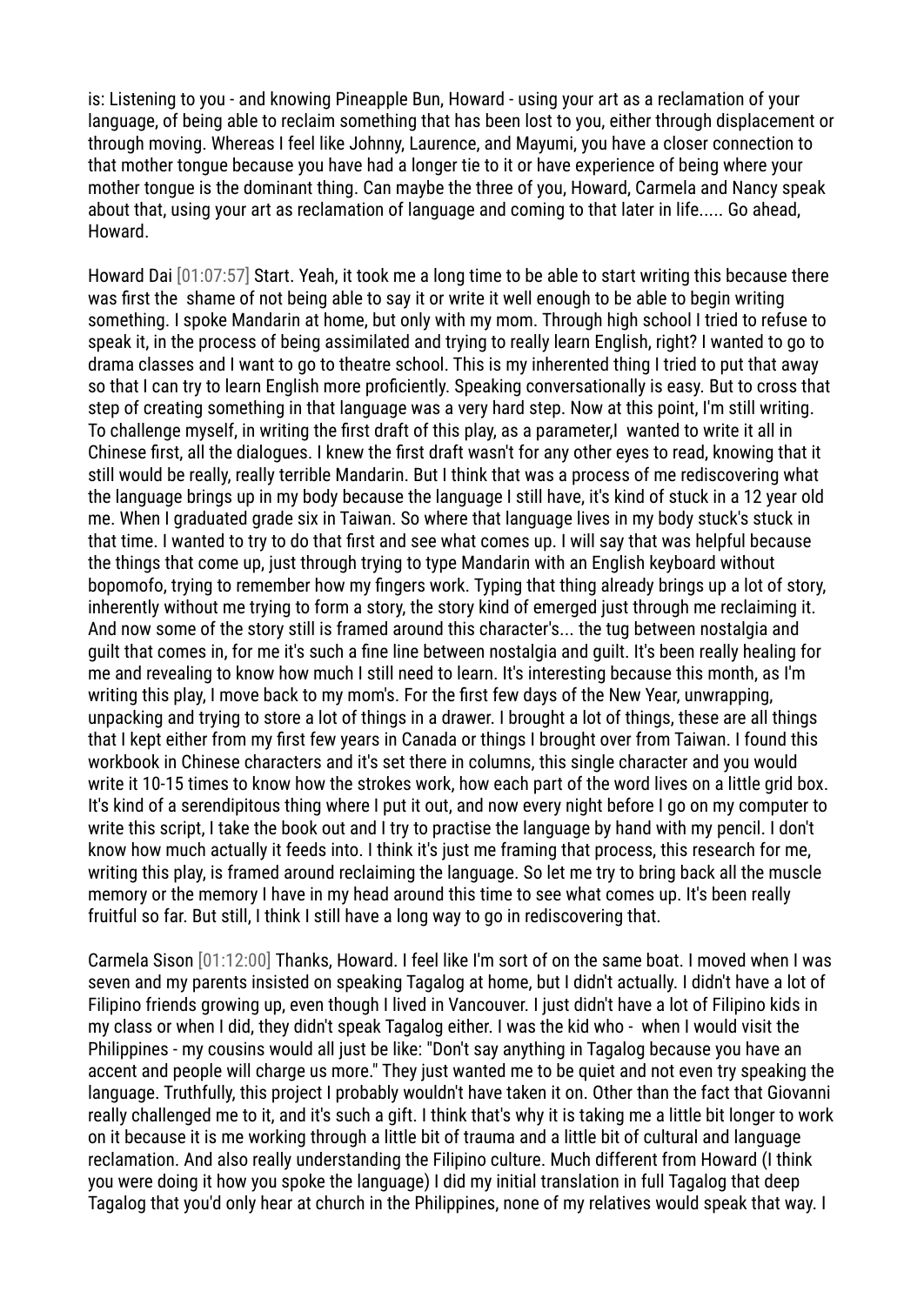is: Listening to you - and knowing Pineapple Bun, Howard - using your art as a reclamation of your language, of being able to reclaim something that has been lost to you, either through displacement or through moving. Whereas I feel like Johnny, Laurence, and Mayumi, you have a closer connection to that mother tongue because you have had a longer tie to it or have experience of being where your mother tongue is the dominant thing. Can maybe the three of you, Howard, Carmela and Nancy speak about that, using your art as reclamation of language and coming to that later in life..... Go ahead, Howard.

Howard Dai [01:07:57] Start. Yeah, it took me a long time to be able to start writing this because there was first the shame of not being able to say it or write it well enough to be able to begin writing something. I spoke Mandarin at home, but only with my mom. Through high school I tried to refuse to speak it, in the process of being assimilated and trying to really learn English, right? I wanted to go to drama classes and I want to go to theatre school. This is my inherented thing I tried to put that away so that I can try to learn English more proficiently. Speaking conversationally is easy. But to cross that step of creating something in that language was a very hard step. Now at this point, I'm still writing. To challenge myself, in writing the first draft of this play, as a parameter,I wanted to write it all in Chinese first, all the dialogues. I knew the first draft wasn't for any other eyes to read, knowing that it still would be really, really terrible Mandarin. But I think that was a process of me rediscovering what the language brings up in my body because the language I still have, it's kind of stuck in a 12 year old me. When I graduated grade six in Taiwan. So where that language lives in my body stuck's stuck in that time. I wanted to try to do that first and see what comes up. I will say that was helpful because the things that come up, just through trying to type Mandarin with an English keyboard without bopomofo, trying to remember how my fingers work. Typing that thing already brings up a lot of story, inherently without me trying to form a story, the story kind of emerged just through me reclaiming it. And now some of the story still is framed around this character's... the tug between nostalgia and guilt that comes in, for me it's such a fine line between nostalgia and guilt. It's been really healing for me and revealing to know how much I still need to learn. It's interesting because this month, as I'm writing this play, I move back to my mom's. For the first few days of the New Year, unwrapping, unpacking and trying to store a lot of things in a drawer. I brought a lot of things, these are all things that I kept either from my first few years in Canada or things I brought over from Taiwan. I found this workbook in Chinese characters and it's set there in columns, this single character and you would write it 10-15 times to know how the strokes work, how each part of the word lives on a little grid box. It's kind of a serendipitous thing where I put it out, and now every night before I go on my computer to write this script, I take the book out and I try to practise the language by hand with my pencil. I don't know how much actually it feeds into. I think it's just me framing that process, this research for me, writing this play, is framed around reclaiming the language. So let me try to bring back all the muscle memory or the memory I have in my head around this time to see what comes up. It's been really fruitful so far. But still, I think I still have a long way to go in rediscovering that.

Carmela Sison [01:12:00] Thanks, Howard. I feel like I'm sort of on the same boat. I moved when I was seven and my parents insisted on speaking Tagalog at home, but I didn't actually. I didn't have a lot of Filipino friends growing up, even though I lived in Vancouver. I just didn't have a lot of Filipino kids in my class or when I did, they didn't speak Tagalog either. I was the kid who - when I would visit the Philippines - my cousins would all just be like: "Don't say anything in Tagalog because you have an accent and people will charge us more." They just wanted me to be quiet and not even try speaking the language. Truthfully, this project I probably wouldn't have taken it on. Other than the fact that Giovanni really challenged me to it, and it's such a gift. I think that's why it is taking me a little bit longer to work on it because it is me working through a little bit of trauma and a little bit of cultural and language reclamation. And also really understanding the Filipino culture. Much different from Howard (I think you were doing it how you spoke the language) I did my initial translation in full Tagalog that deep Tagalog that you'd only hear at church in the Philippines, none of my relatives would speak that way. I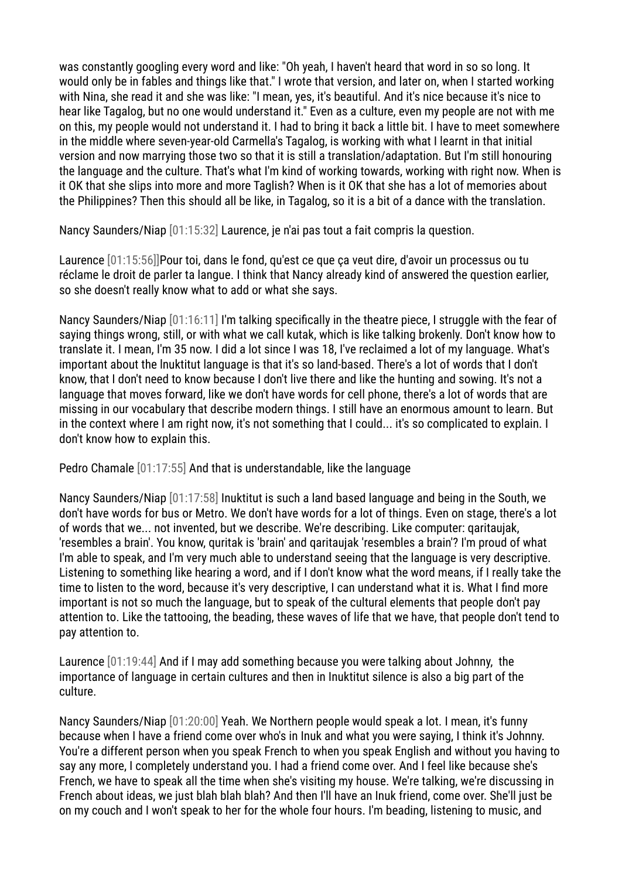was constantly googling every word and like: "Oh yeah, I haven't heard that word in so so long. It would only be in fables and things like that." I wrote that version, and later on, when I started working with Nina, she read it and she was like: "I mean, yes, it's beautiful. And it's nice because it's nice to hear like Tagalog, but no one would understand it." Even as a culture, even my people are not with me on this, my people would not understand it. I had to bring it back a little bit. I have to meet somewhere in the middle where seven-year-old Carmella's Tagalog, is working with what I learnt in that initial version and now marrying those two so that it is still a translation/adaptation. But I'm still honouring the language and the culture. That's what I'm kind of working towards, working with right now. When is it OK that she slips into more and more Taglish? When is it OK that she has a lot of memories about the Philippines? Then this should all be like, in Tagalog, so it is a bit of a dance with the translation.

Nancy Saunders/Niap [01:15:32] Laurence, je n'ai pas tout a fait compris la question.

Laurence [01:15:56]]Pour toi, dans le fond, qu'est ce que ça veut dire, d'avoir un processus ou tu réclame le droit de parler ta langue. I think that Nancy already kind of answered the question earlier, so she doesn't really know what to add or what she says.

Nancy Saunders/Niap [01:16:11] I'm talking specifically in the theatre piece, I struggle with the fear of saying things wrong, still, or with what we call kutak, which is like talking brokenly. Don't know how to translate it. I mean, I'm 35 now. I did a lot since I was 18, I've reclaimed a lot of my language. What's important about the Inuktitut language is that it's so land-based. There's a lot of words that I don't know, that I don't need to know because I don't live there and like the hunting and sowing. It's not a language that moves forward, like we don't have words for cell phone, there's a lot of words that are missing in our vocabulary that describe modern things. I still have an enormous amount to learn. But in the context where I am right now, it's not something that I could... it's so complicated to explain. I don't know how to explain this.

Pedro Chamale [01:17:55] And that is understandable, like the language

Nancy Saunders/Niap [01:17:58] Inuktitut is such a land based language and being in the South, we don't have words for bus or Metro. We don't have words for a lot of things. Even on stage, there's a lot of words that we... not invented, but we describe. We're describing. Like computer: qaritaujak, 'resembles a brain'. You know, quritak is 'brain' and qaritaujak 'resembles a brain'? I'm proud of what I'm able to speak, and I'm very much able to understand seeing that the language is very descriptive. Listening to something like hearing a word, and if I don't know what the word means, if I really take the time to listen to the word, because it's very descriptive, I can understand what it is. What I find more important is not so much the language, but to speak of the cultural elements that people don't pay attention to. Like the tattooing, the beading, these waves of life that we have, that people don't tend to pay attention to.

Laurence [01:19:44] And if I may add something because you were talking about Johnny, the importance of language in certain cultures and then in Inuktitut silence is also a big part of the culture.

Nancy Saunders/Niap [01:20:00] Yeah. We Northern people would speak a lot. I mean, it's funny because when I have a friend come over who's in Inuk and what you were saying, I think it's Johnny. You're a different person when you speak French to when you speak English and without you having to say any more, I completely understand you. I had a friend come over. And I feel like because she's French, we have to speak all the time when she's visiting my house. We're talking, we're discussing in French about ideas, we just blah blah blah? And then I'll have an Inuk friend, come over. She'll just be on my couch and I won't speak to her for the whole four hours. I'm beading, listening to music, and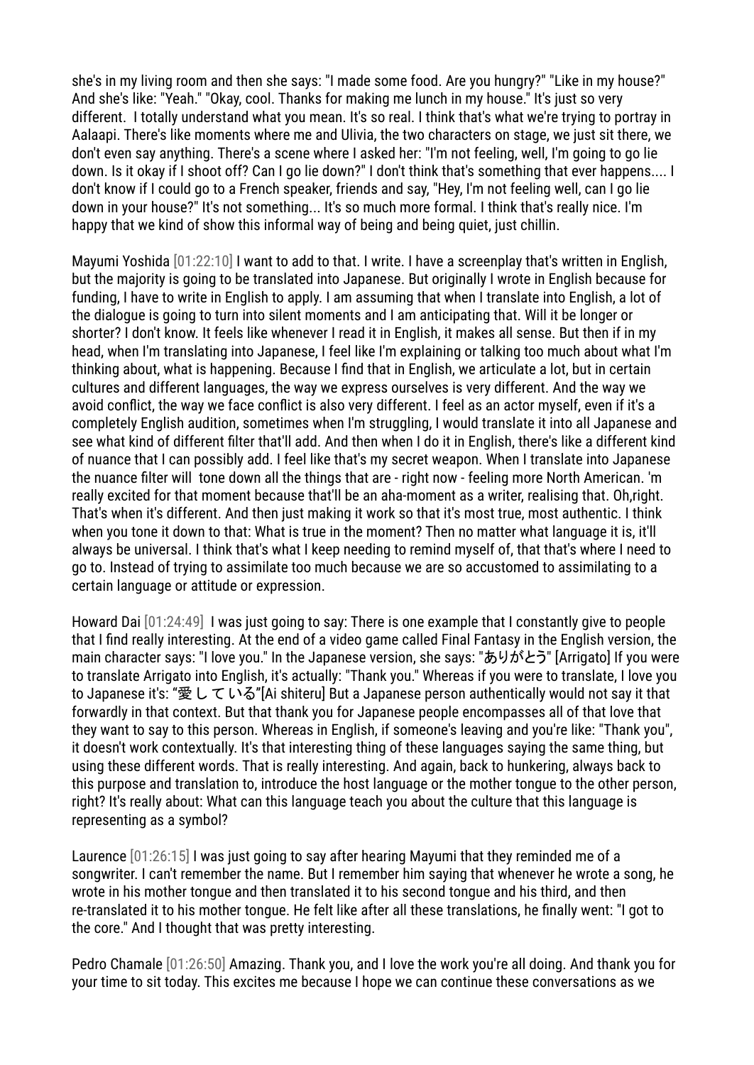she's in my living room and then she says: "I made some food. Are you hungry?" "Like in my house?" And she's like: "Yeah." "Okay, cool. Thanks for making me lunch in my house." It's just so very different. I totally understand what you mean. It's so real. I think that's what we're trying to portray in Aalaapi. There's like moments where me and Ulivia, the two characters on stage, we just sit there, we don't even say anything. There's a scene where I asked her: "I'm not feeling, well, I'm going to go lie down. Is it okay if I shoot off? Can I go lie down?" I don't think that's something that ever happens.... I don't know if I could go to a French speaker, friends and say, "Hey, I'm not feeling well, can I go lie down in your house?" It's not something... It's so much more formal. I think that's really nice. I'm happy that we kind of show this informal way of being and being quiet, just chillin.

Mayumi Yoshida [01:22:10] I want to add to that. I write. I have a screenplay that's written in English, but the majority is going to be translated into Japanese. But originally I wrote in English because for funding, I have to write in English to apply. I am assuming that when I translate into English, a lot of the dialogue is going to turn into silent moments and I am anticipating that. Will it be longer or shorter? I don't know. It feels like whenever I read it in English, it makes all sense. But then if in my head, when I'm translating into Japanese, I feel like I'm explaining or talking too much about what I'm thinking about, what is happening. Because I find that in English, we articulate a lot, but in certain cultures and different languages, the way we express ourselves is very different. And the way we avoid conflict, the way we face conflict is also very different. I feel as an actor myself, even if it's a completely English audition, sometimes when I'm struggling, I would translate it into all Japanese and see what kind of different filter that'll add. And then when I do it in English, there's like a different kind of nuance that I can possibly add. I feel like that's my secret weapon. When I translate into Japanese the nuance filter will tone down all the things that are - right now - feeling more North American. 'm really excited for that moment because that'll be an aha-moment as a writer, realising that. Oh,right. That's when it's different. And then just making it work so that it's most true, most authentic. I think when you tone it down to that: What is true in the moment? Then no matter what language it is, it'll always be universal. I think that's what I keep needing to remind myself of, that that's where I need to go to. Instead of trying to assimilate too much because we are so accustomed to assimilating to a certain language or attitude or expression.

Howard Dai [01:24:49] I was just going to say: There is one example that I constantly give to people that I find really interesting. At the end of a video game called Final Fantasy in the English version, the main character says: "I love you." In the Japanese version, she says: "ありがとう" [Arrigato] If you were to translate Arrigato into English, it's actually: "Thank you." Whereas if you were to translate, I love you to Japanese it's: "愛している"[Ai shiteru] But a Japanese person authentically would not say it that forwardly in that context. But that thank you for Japanese people encompasses all of that love that they want to say to this person. Whereas in English, if someone's leaving and you're like: "Thank you", it doesn't work contextually. It's that interesting thing of these languages saying the same thing, but using these different words. That is really interesting. And again, back to hunkering, always back to this purpose and translation to, introduce the host language or the mother tongue to the other person, right? It's really about: What can this language teach you about the culture that this language is representing as a symbol?

Laurence [01:26:15] I was just going to say after hearing Mayumi that they reminded me of a songwriter. I can't remember the name. But I remember him saying that whenever he wrote a song, he wrote in his mother tongue and then translated it to his second tongue and his third, and then re-translated it to his mother tongue. He felt like after all these translations, he finally went: "I got to the core." And I thought that was pretty interesting.

Pedro Chamale [01:26:50] Amazing. Thank you, and I love the work you're all doing. And thank you for your time to sit today. This excites me because I hope we can continue these conversations as we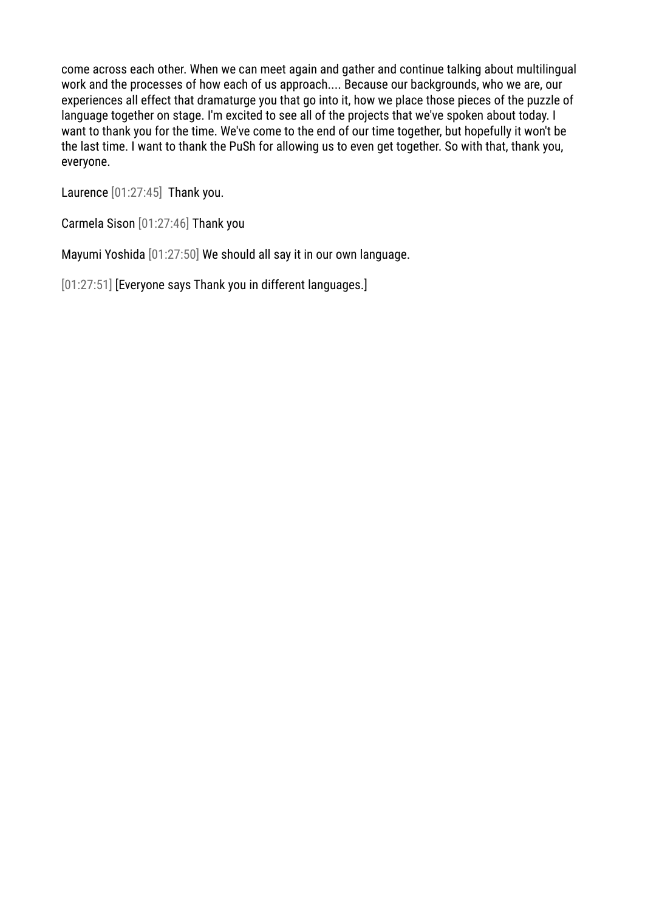come across each other. When we can meet again and gather and continue talking about multilingual work and the processes of how each of us approach.... Because our backgrounds, who we are, our experiences all effect that dramaturge you that go into it, how we place those pieces of the puzzle of language together on stage. I'm excited to see all of the projects that we've spoken about today. I want to thank you for the time. We've come to the end of our time together, but hopefully it won't be the last time. I want to thank the PuSh for allowing us to even get together. So with that, thank you, everyone.

Laurence [01:27:45] Thank you.

Carmela Sison [01:27:46] Thank you

Mayumi Yoshida [01:27:50] We should all say it in our own language.

[01:27:51] [Everyone says Thank you in different languages.]